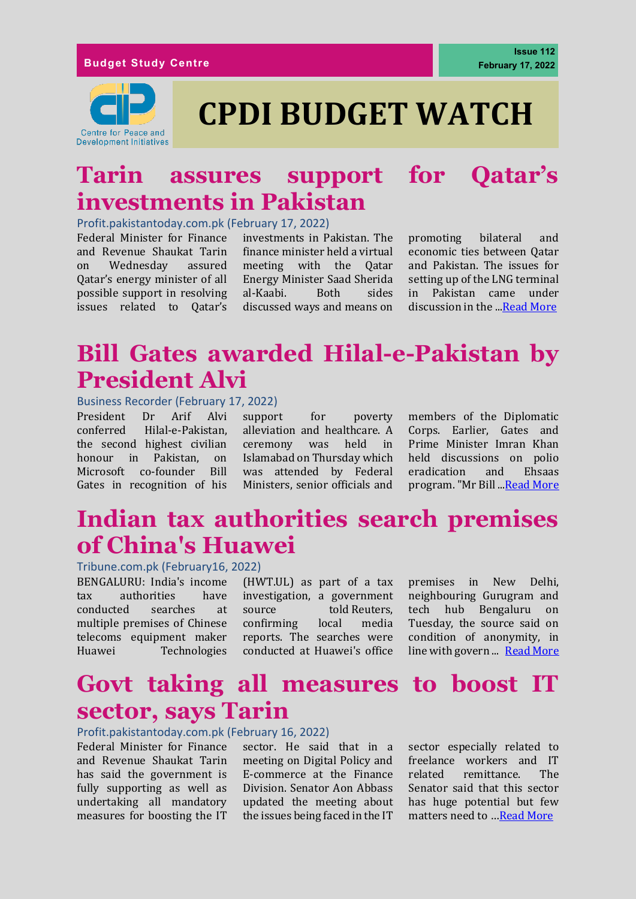Budget Study Centre

Issue 112
February 17, 2022

Centre for Peace and Development Initiatives

# CPDI BUDGET WATCH

## Tarin assures support for Qatar's investments in Pakistan

Profit.pakistantoday.com.pk (February 17, 2022)

Federal Minister for Finance and Revenue Shaukat Tarin on Wednesday assured Qatar's energy minister of all possible support in resolving issues related to Qatar's investments in Pakistan. The finance minister held a virtual meeting with the Qatar Energy Minister Saad Sherida al-Kaabi. Both sides discussed ways and means on promoting bilateral and economic ties between Qatar and Pakistan. The issues for setting up of the LNG terminal in Pakistan came under discussion in the ...Read More

## Bill Gates awarded Hilal-e-Pakistan by President Alvi

Business Recorder (February 17, 2022)

President Dr Arif Alvi conferred Hilal-e-Pakistan, the second highest civilian honour in Pakistan, on Microsoft co-founder Bill Gates in recognition of his support for poverty alleviation and healthcare. A ceremony was held in Islamabad on Thursday which was attended by Federal Ministers, senior officials and members of the Diplomatic Corps. Earlier, Gates and Prime Minister Imran Khan held discussions on polio eradication and Ehsaas program. "Mr Bill ...Read More

## Indian tax authorities search premises of China's Huawei

Tribune.com.pk (February16, 2022)

BENGALURU: India's income tax authorities have conducted searches at multiple premises of Chinese telecoms equipment maker Huawei Technologies (HWT.UL) as part of a tax investigation, a government source told Reuters, confirming local media reports. The searches were conducted at Huawei's office premises in New Delhi, neighbouring Gurugram and tech hub Bengaluru on Tuesday, the source said on condition of anonymity, in line with govern ... Read More

## Govt taking all measures to boost IT sector, says Tarin

Profit.pakistantoday.com.pk (February 16, 2022)

Federal Minister for Finance and Revenue Shaukat Tarin has said the government is fully supporting as well as undertaking all mandatory measures for boosting the IT sector. He said that in a meeting on Digital Policy and E-commerce at the Finance Division. Senator Aon Abbass updated the meeting about the issues being faced in the IT sector especially related to freelance workers and IT related remittance. The Senator said that this sector has huge potential but few matters need to ...Read More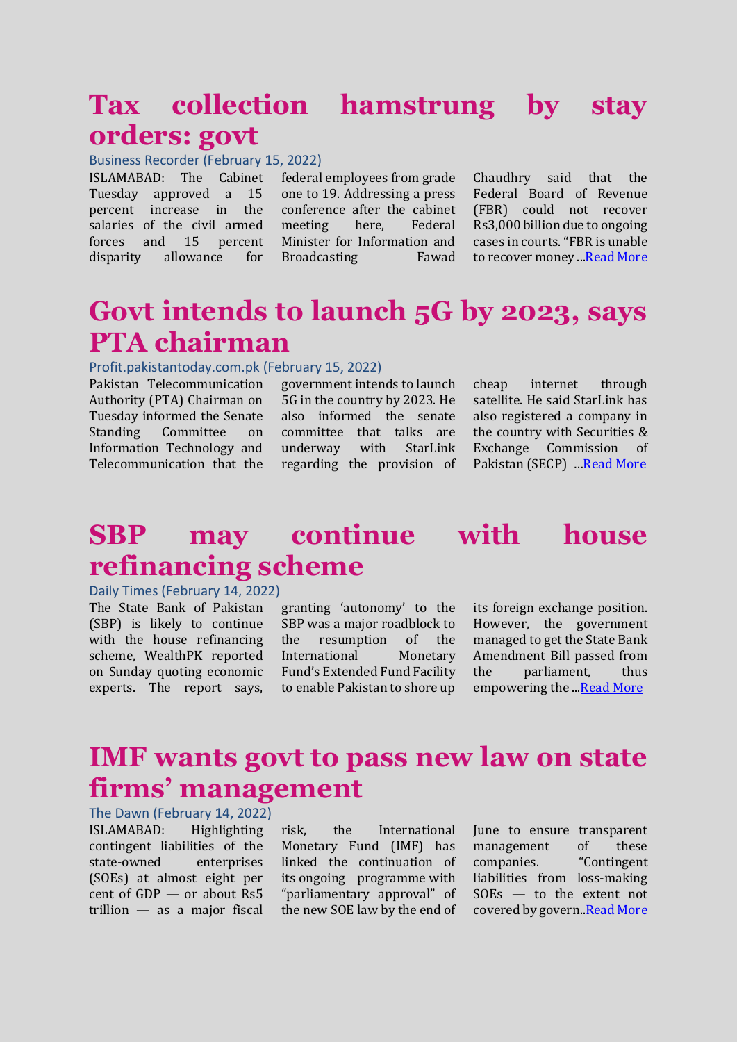# Tax collection hamstrung by stay orders: govt

Business Recorder (February 15, 2022)

ISLAMABAD: The Cabinet Tuesday approved a 15 percent increase in the salaries of the civil armed forces and 15 percent disparity allowance for federal employees from grade one to 19. Addressing a press conference after the cabinet meeting here, Federal Minister for Information and Broadcasting Fawad Chaudhry said that the Federal Board of Revenue (FBR) could not recover Rs3,000 billion due to ongoing cases in courts. "FBR is unable to recover money …Read More

# Govt intends to launch 5G by 2023, says PTA chairman

Profit.pakistantoday.com.pk (February 15, 2022)

Pakistan Telecommunication Authority (PTA) Chairman on Tuesday informed the Senate Standing Committee on Information Technology and Telecommunication that the government intends to launch 5G in the country by 2023. He also informed the senate committee that talks are underway with StarLink regarding the provision of cheap internet through satellite. He said StarLink has also registered a company in the country with Securities & Exchange Commission of Pakistan (SECP) …Read More

# SBP may continue with house refinancing scheme

Daily Times (February 14, 2022)

The State Bank of Pakistan (SBP) is likely to continue with the house refinancing scheme, WealthPK reported on Sunday quoting economic experts. The report says, granting 'autonomy' to the SBP was a major roadblock to the resumption of the International Monetary Fund's Extended Fund Facility to enable Pakistan to shore up its foreign exchange position. However, the government managed to get the State Bank Amendment Bill passed from the parliament, thus empowering the ...Read More

# IMF wants govt to pass new law on state firms' management

The Dawn (February 14, 2022)

ISLAMABAD: Highlighting contingent liabilities of the state-owned enterprises (SOEs) at almost eight per cent of GDP — or about Rs5 trillion — as a major fiscal risk, the International Monetary Fund (IMF) has linked the continuation of its ongoing programme with "parliamentary approval" of the new SOE law by the end of June to ensure transparent management of these companies. "Contingent liabilities from loss-making SOEs — to the extent not covered by govern..Read More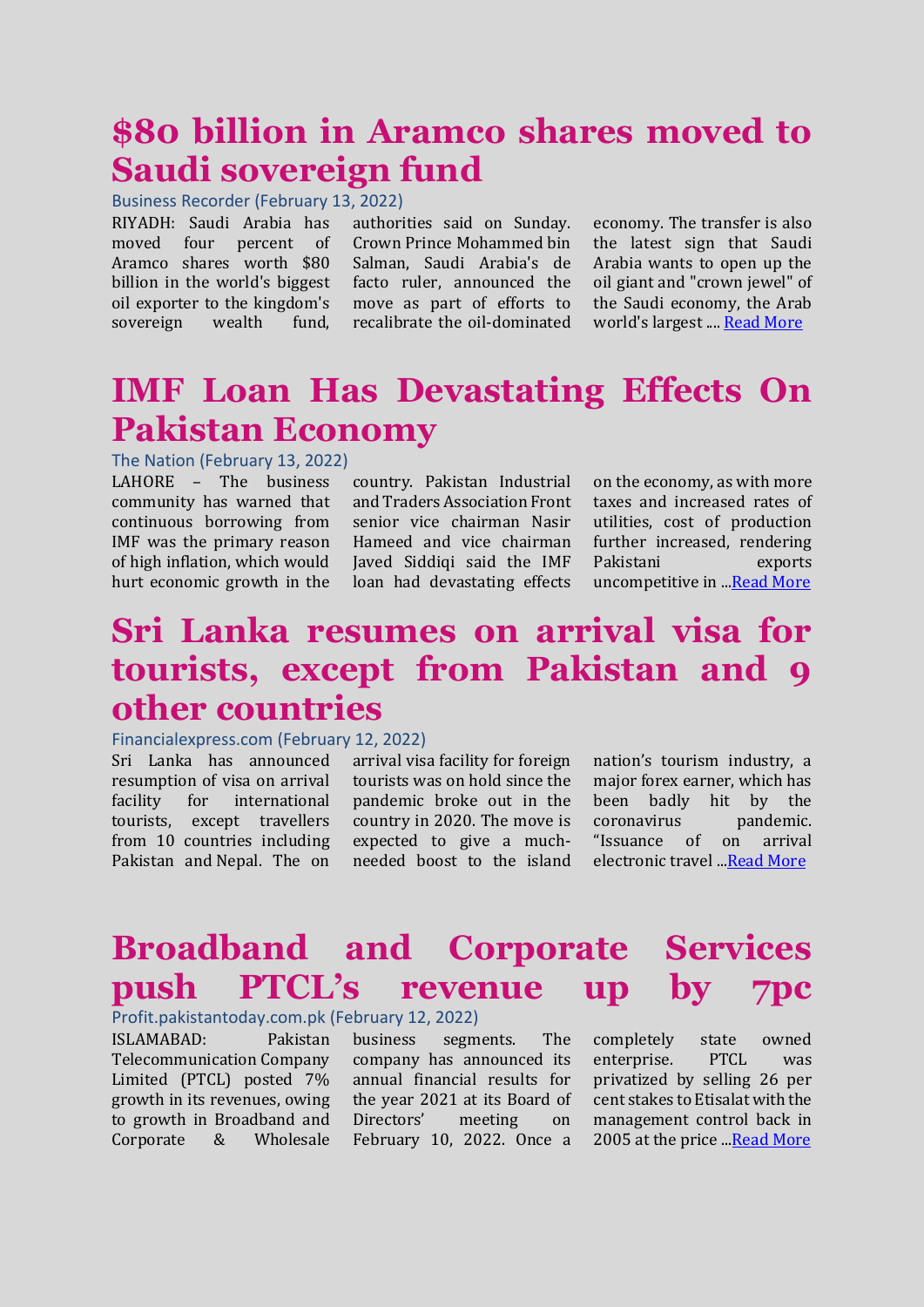## $80 billion in Aramco shares moved to Saudi sovereign fund

Business Recorder (February 13, 2022)

RIYADH: Saudi Arabia has moved four percent of Aramco shares worth $80 billion in the world's biggest oil exporter to the kingdom's sovereign wealth fund, authorities said on Sunday. Crown Prince Mohammed bin Salman, Saudi Arabia's de facto ruler, announced the move as part of efforts to recalibrate the oil-dominated economy. The transfer is also the latest sign that Saudi Arabia wants to open up the oil giant and "crown jewel" of the Saudi economy, the Arab world's largest .... Read More

## IMF Loan Has Devastating Effects On Pakistan Economy

The Nation (February 13, 2022)

LAHORE – The business community has warned that continuous borrowing from IMF was the primary reason of high inflation, which would hurt economic growth in the country. Pakistan Industrial and Traders Association Front senior vice chairman Nasir Hameed and vice chairman Javed Siddiqi said the IMF loan had devastating effects on the economy, as with more taxes and increased rates of utilities, cost of production further increased, rendering Pakistani exports uncompetitive in ...Read More

## Sri Lanka resumes on arrival visa for tourists, except from Pakistan and 9 other countries

Financialexpress.com (February 12, 2022)

Sri Lanka has announced resumption of visa on arrival facility for international tourists, except travellers from 10 countries including Pakistan and Nepal. The on arrival visa facility for foreign tourists was on hold since the pandemic broke out in the country in 2020. The move is expected to give a much-needed boost to the island nation's tourism industry, a major forex earner, which has been badly hit by the coronavirus pandemic. "Issuance of on arrival electronic travel ...Read More

## Broadband and Corporate Services push PTCL's revenue up by 7pc

Profit.pakistantoday.com.pk (February 12, 2022)

ISLAMABAD: Pakistan Telecommunication Company Limited (PTCL) posted 7% growth in its revenues, owing to growth in Broadband and Corporate & Wholesale business segments. The company has announced its annual financial results for the year 2021 at its Board of Directors' meeting on February 10, 2022. Once a completely state owned enterprise. PTCL was privatized by selling 26 per cent stakes to Etisalat with the management control back in 2005 at the price ...Read More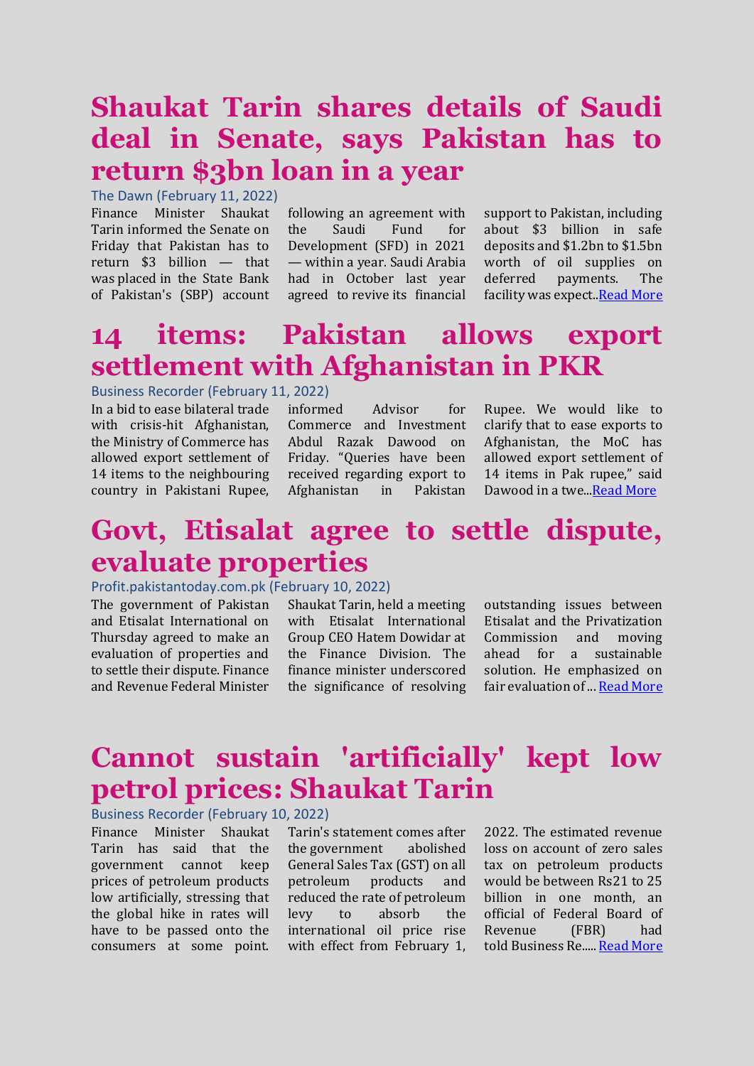# Shaukat Tarin shares details of Saudi deal in Senate, says Pakistan has to return $3bn loan in a year

The Dawn (February 11, 2022)

Finance Minister Shaukat Tarin informed the Senate on Friday that Pakistan has to return $3 billion — that was placed in the State Bank of Pakistan's (SBP) account following an agreement with the Saudi Fund for Development (SFD) in 2021 — within a year. Saudi Arabia had in October last year agreed to revive its financial support to Pakistan, including about $3 billion in safe deposits and $1.2bn to $1.5bn worth of oil supplies on deferred payments. The facility was expect..Read More

# 14 items: Pakistan allows export settlement with Afghanistan in PKR

Business Recorder (February 11, 2022)

In a bid to ease bilateral trade with crisis-hit Afghanistan, the Ministry of Commerce has allowed export settlement of 14 items to the neighbouring country in Pakistani Rupee, informed Advisor for Commerce and Investment Abdul Razak Dawood on Friday. "Queries have been received regarding export to Afghanistan in Pakistan Rupee. We would like to clarify that to ease exports to Afghanistan, the MoC has allowed export settlement of 14 items in Pak rupee," said Dawood in a twe...Read More

# Govt, Etisalat agree to settle dispute, evaluate properties

Profit.pakistantoday.com.pk (February 10, 2022)

The government of Pakistan and Etisalat International on Thursday agreed to make an evaluation of properties and to settle their dispute. Finance and Revenue Federal Minister Shaukat Tarin, held a meeting with Etisalat International Group CEO Hatem Dowidar at the Finance Division. The finance minister underscored the significance of resolving outstanding issues between Etisalat and the Privatization Commission and moving ahead for a sustainable solution. He emphasized on fair evaluation of … Read More

# Cannot sustain 'artificially' kept low petrol prices: Shaukat Tarin

Business Recorder (February 10, 2022)

Finance Minister Shaukat Tarin has said that the government cannot keep prices of petroleum products low artificially, stressing that the global hike in rates will have to be passed onto the consumers at some point. Tarin's statement comes after the government abolished General Sales Tax (GST) on all petroleum products and reduced the rate of petroleum levy to absorb the international oil price rise with effect from February 1, 2022. The estimated revenue loss on account of zero sales tax on petroleum products would be between Rs21 to 25 billion in one month, an official of Federal Board of Revenue (FBR) had told Business Re..... Read More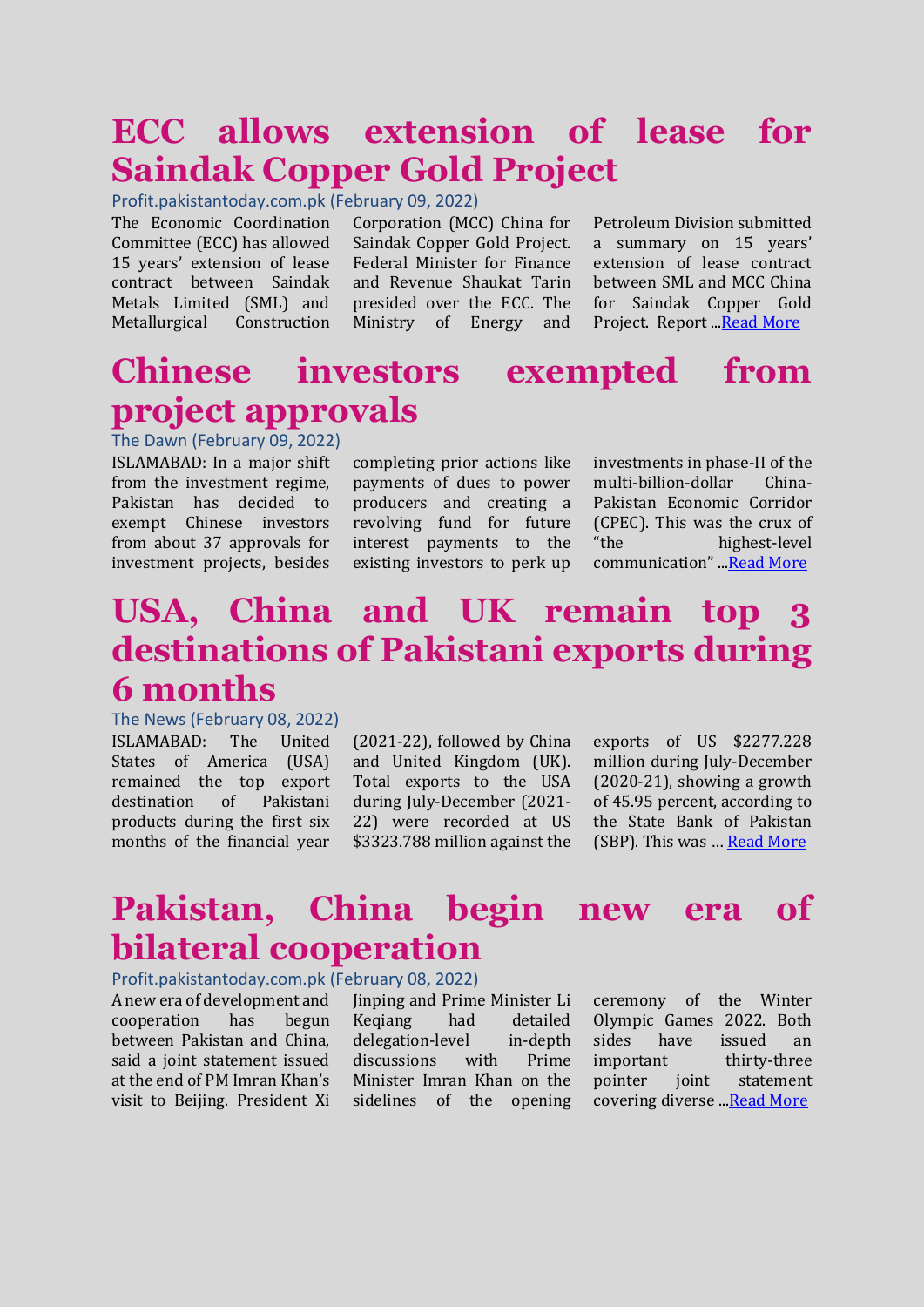# ECC allows extension of lease for Saindak Copper Gold Project

Profit.pakistantoday.com.pk (February 09, 2022)

The Economic Coordination Committee (ECC) has allowed 15 years' extension of lease contract between Saindak Metals Limited (SML) and Metallurgical Construction Corporation (MCC) China for Saindak Copper Gold Project. Federal Minister for Finance and Revenue Shaukat Tarin presided over the ECC. The Ministry of Energy and Petroleum Division submitted a summary on 15 years' extension of lease contract between SML and MCC China for Saindak Copper Gold Project. Report ...Read More

# Chinese investors exempted from project approvals

The Dawn (February 09, 2022)

ISLAMABAD: In a major shift from the investment regime, Pakistan has decided to exempt Chinese investors from about 37 approvals for investment projects, besides completing prior actions like payments of dues to power producers and creating a revolving fund for future interest payments to the existing investors to perk up investments in phase-II of the multi-billion-dollar China-Pakistan Economic Corridor (CPEC). This was the crux of "the highest-level communication" ...Read More

# USA, China and UK remain top 3 destinations of Pakistani exports during 6 months

The News (February 08, 2022)

ISLAMABAD: The United States of America (USA) remained the top export destination of Pakistani products during the first six months of the financial year (2021-22), followed by China and United Kingdom (UK). Total exports to the USA during July-December (2021-22) were recorded at US $3323.788 million against the exports of US $2277.228 million during July-December (2020-21), showing a growth of 45.95 percent, according to the State Bank of Pakistan (SBP). This was … Read More

# Pakistan, China begin new era of bilateral cooperation

Profit.pakistantoday.com.pk (February 08, 2022)

A new era of development and cooperation has begun between Pakistan and China, said a joint statement issued at the end of PM Imran Khan's visit to Beijing. President Xi Jinping and Prime Minister Li Keqiang had detailed delegation-level in-depth discussions with Prime Minister Imran Khan on the sidelines of the opening ceremony of the Winter Olympic Games 2022. Both sides have issued an important thirty-three pointer joint statement covering diverse ...Read More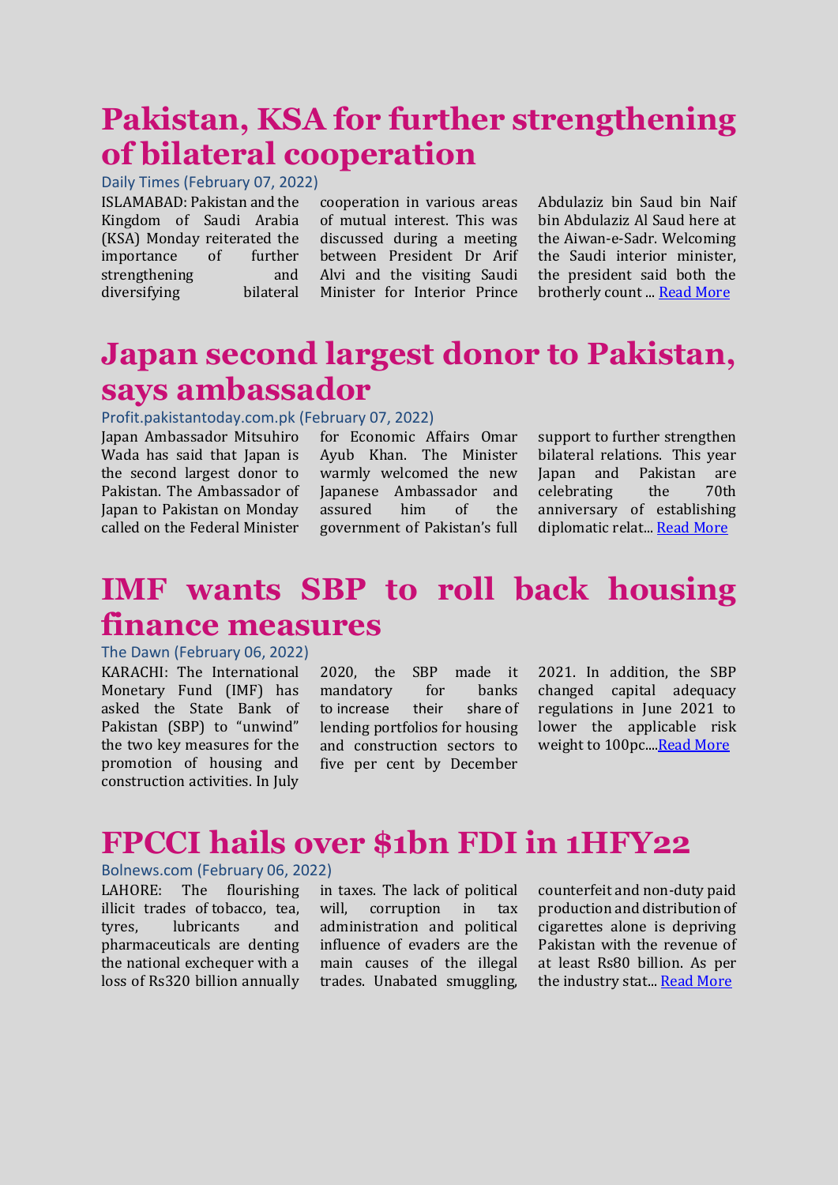# Pakistan, KSA for further strengthening of bilateral cooperation

Daily Times (February 07, 2022)

ISLAMABAD: Pakistan and the Kingdom of Saudi Arabia (KSA) Monday reiterated the importance of further strengthening and diversifying bilateral cooperation in various areas of mutual interest. This was discussed during a meeting between President Dr Arif Alvi and the visiting Saudi Minister for Interior Prince Abdulaziz bin Saud bin Naif bin Abdulaziz Al Saud here at the Aiwan-e-Sadr. Welcoming the Saudi interior minister, the president said both the brotherly count ... Read More

# Japan second largest donor to Pakistan, says ambassador

Profit.pakistantoday.com.pk (February 07, 2022)

Japan Ambassador Mitsuhiro Wada has said that Japan is the second largest donor to Pakistan. The Ambassador of Japan to Pakistan on Monday called on the Federal Minister for Economic Affairs Omar Ayub Khan. The Minister warmly welcomed the new Japanese Ambassador and assured him of the government of Pakistan's full support to further strengthen bilateral relations. This year Japan and Pakistan are celebrating the 70th anniversary of establishing diplomatic relat... Read More

# IMF wants SBP to roll back housing finance measures

The Dawn (February 06, 2022)

KARACHI: The International Monetary Fund (IMF) has asked the State Bank of Pakistan (SBP) to "unwind" the two key measures for the promotion of housing and construction activities. In July 2020, the SBP made it mandatory for banks to increase their share of lending portfolios for housing and construction sectors to five per cent by December 2021. In addition, the SBP changed capital adequacy regulations in June 2021 to lower the applicable risk weight to 100pc....Read More

# FPCCI hails over $1bn FDI in 1HFY22

Bolnews.com (February 06, 2022)

LAHORE: The flourishing illicit trades of tobacco, tea, tyres, lubricants and pharmaceuticals are denting the national exchequer with a loss of Rs320 billion annually in taxes. The lack of political will, corruption in tax administration and political influence of evaders are the main causes of the illegal trades. Unabated smuggling, counterfeit and non-duty paid production and distribution of cigarettes alone is depriving Pakistan with the revenue of at least Rs80 billion. As per the industry stat... Read More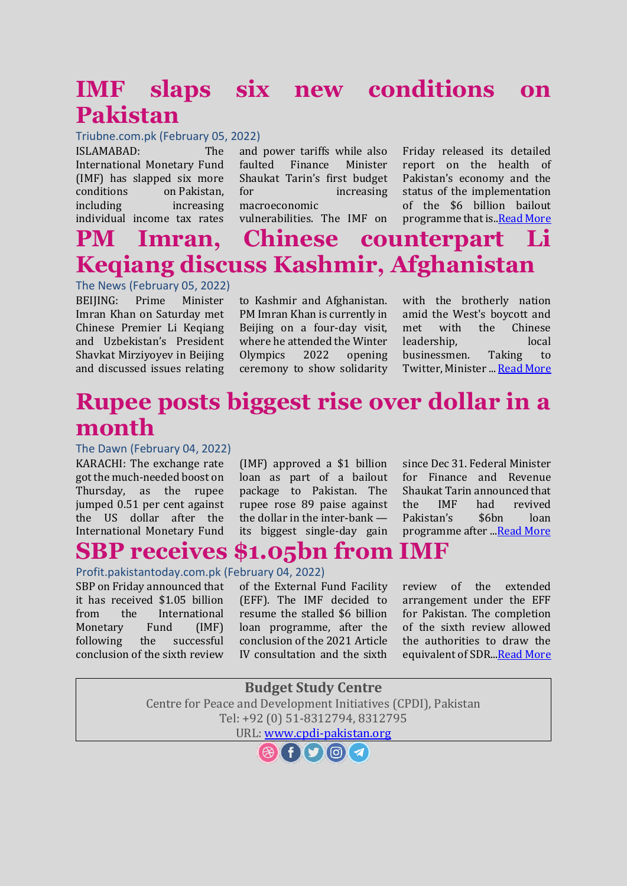# IMF slaps six new conditions on Pakistan

Triubne.com.pk (February 05, 2022)

ISLAMABAD: The International Monetary Fund (IMF) has slapped six more conditions on Pakistan, including increasing individual income tax rates and power tariffs while also faulted Finance Minister Shaukat Tarin's first budget for increasing macroeconomic vulnerabilities. The IMF on Friday released its detailed report on the health of Pakistan's economy and the status of the implementation of the $6 billion bailout programme that is..Read More

# PM Imran, Chinese counterpart Li Keqiang discuss Kashmir, Afghanistan

The News (February 05, 2022)

BEIJING: Prime Minister Imran Khan on Saturday met Chinese Premier Li Keqiang and Uzbekistan's President Shavkat Mirziyoyev in Beijing and discussed issues relating to Kashmir and Afghanistan. PM Imran Khan is currently in Beijing on a four-day visit, where he attended the Winter Olympics 2022 opening ceremony to show solidarity with the brotherly nation amid the West's boycott and met with the Chinese leadership, local businessmen. Taking to Twitter, Minister ... Read More

# Rupee posts biggest rise over dollar in a month

The Dawn (February 04, 2022)

KARACHI: The exchange rate got the much-needed boost on Thursday, as the rupee jumped 0.51 per cent against the US dollar after the International Monetary Fund (IMF) approved a $1 billion loan as part of a bailout package to Pakistan. The rupee rose 89 paise against the dollar in the inter-bank — its biggest single-day gain since Dec 31. Federal Minister for Finance and Revenue Shaukat Tarin announced that the IMF had revived Pakistan's $6bn loan programme after ...Read More

# SBP receives $1.05bn from IMF

Profit.pakistantoday.com.pk (February 04, 2022)

SBP on Friday announced that it has received $1.05 billion from the International Monetary Fund (IMF) following the successful conclusion of the sixth review of the External Fund Facility (EFF). The IMF decided to resume the stalled $6 billion loan programme, after the conclusion of the 2021 Article IV consultation and the sixth review of the extended arrangement under the EFF for Pakistan. The completion of the sixth review allowed the authorities to draw the equivalent of SDR...Read More

**Budget Study Centre**

Centre for Peace and Development Initiatives (CPDI), Pakistan

Tel: +92 (0) 51-8312794, 8312795

URL: www.cpdi-pakistan.org